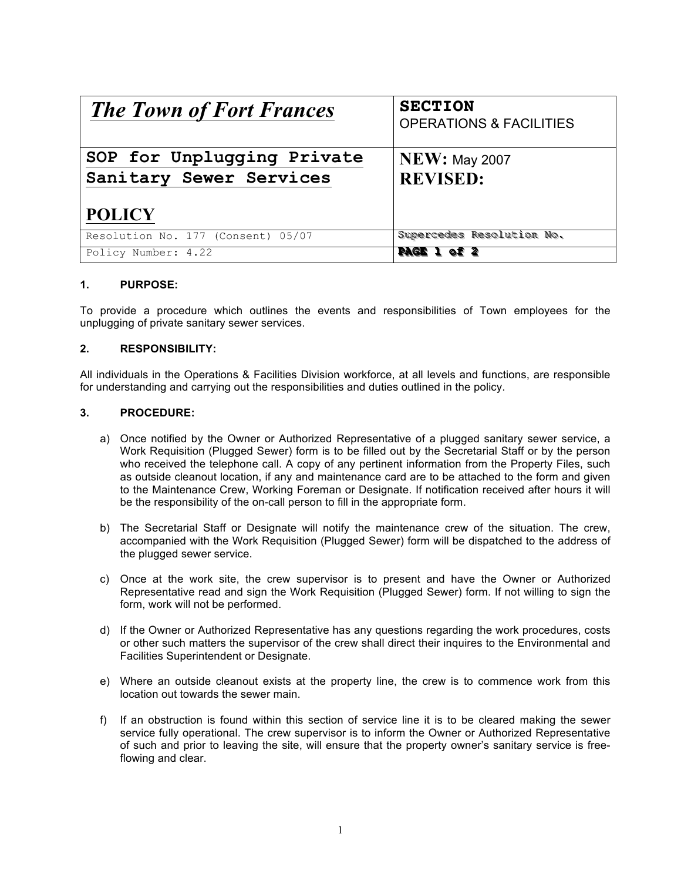| *The Town of Fort Frances* | **SECTION** OPERATIONS & FACILITIES |
|---|---|
| **SOP for Unplugging Private Sanitary Sewer Services** **POLICY** | **NEW:** May 2007 **REVISED:** |
| Resolution No. 177 (Consent) 05/07 | Supercedes Resolution No. |
| Policy Number: 4.22 | PAGE 1 of 2 |

## 1. PURPOSE:

To provide a procedure which outlines the events and responsibilities of Town employees for the unplugging of private sanitary sewer services.

## 2. RESPONSIBILITY:

All individuals in the Operations & Facilities Division workforce, at all levels and functions, are responsible for understanding and carrying out the responsibilities and duties outlined in the policy.

## 3. PROCEDURE:

a) Once notified by the Owner or Authorized Representative of a plugged sanitary sewer service, a Work Requisition (Plugged Sewer) form is to be filled out by the Secretarial Staff or by the person who received the telephone call. A copy of any pertinent information from the Property Files, such as outside cleanout location, if any and maintenance card are to be attached to the form and given to the Maintenance Crew, Working Foreman or Designate. If notification received after hours it will be the responsibility of the on-call person to fill in the appropriate form.

b) The Secretarial Staff or Designate will notify the maintenance crew of the situation. The crew, accompanied with the Work Requisition (Plugged Sewer) form will be dispatched to the address of the plugged sewer service.

c) Once at the work site, the crew supervisor is to present and have the Owner or Authorized Representative read and sign the Work Requisition (Plugged Sewer) form. If not willing to sign the form, work will not be performed.

d) If the Owner or Authorized Representative has any questions regarding the work procedures, costs or other such matters the supervisor of the crew shall direct their inquires to the Environmental and Facilities Superintendent or Designate.

e) Where an outside cleanout exists at the property line, the crew is to commence work from this location out towards the sewer main.

f) If an obstruction is found within this section of service line it is to be cleared making the sewer service fully operational. The crew supervisor is to inform the Owner or Authorized Representative of such and prior to leaving the site, will ensure that the property owner's sanitary service is free-flowing and clear.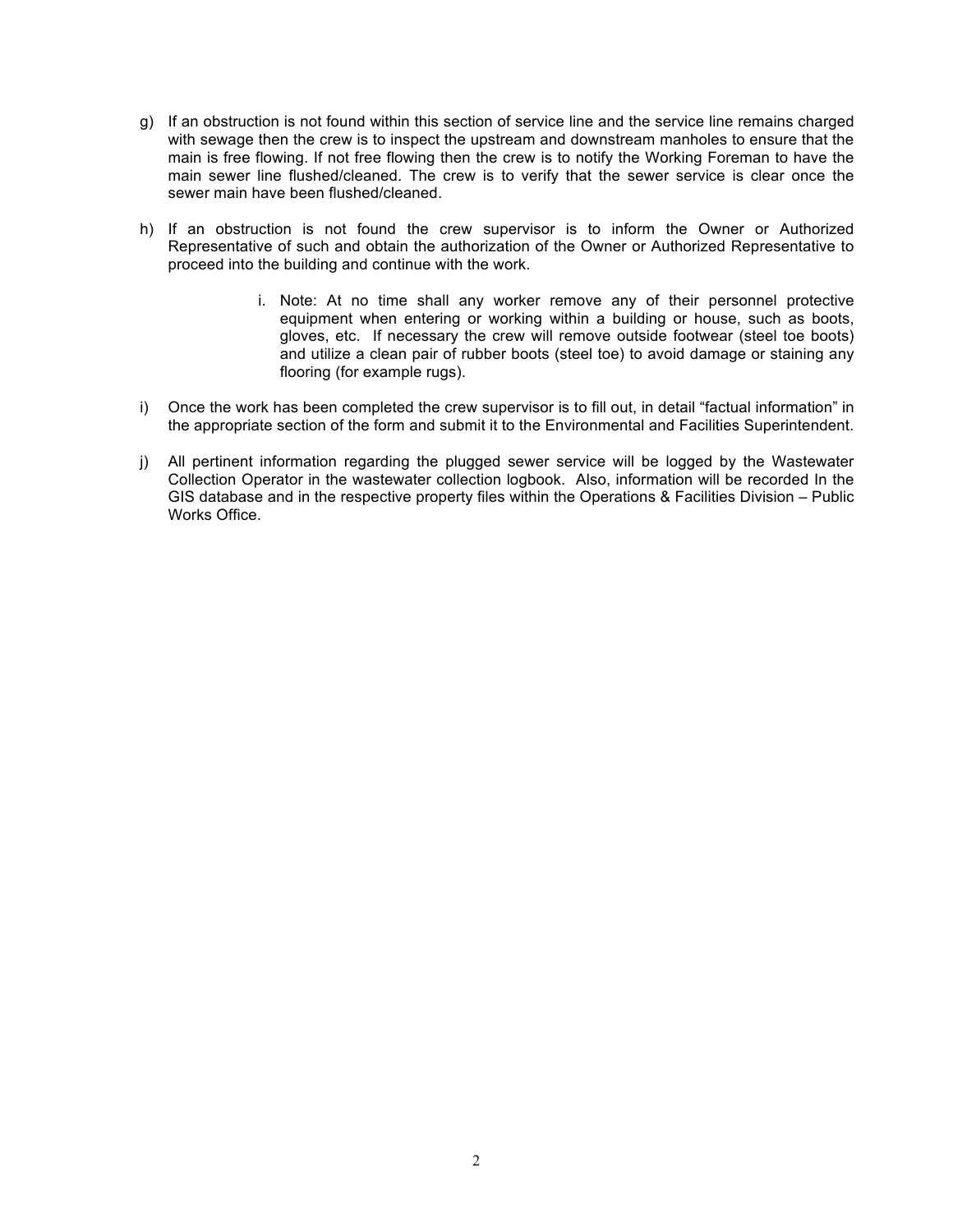g) If an obstruction is not found within this section of service line and the service line remains charged with sewage then the crew is to inspect the upstream and downstream manholes to ensure that the main is free flowing. If not free flowing then the crew is to notify the Working Foreman to have the main sewer line flushed/cleaned. The crew is to verify that the sewer service is clear once the sewer main have been flushed/cleaned.

h) If an obstruction is not found the crew supervisor is to inform the Owner or Authorized Representative of such and obtain the authorization of the Owner or Authorized Representative to proceed into the building and continue with the work.

   i. Note: At no time shall any worker remove any of their personnel protective equipment when entering or working within a building or house, such as boots, gloves, etc. If necessary the crew will remove outside footwear (steel toe boots) and utilize a clean pair of rubber boots (steel toe) to avoid damage or staining any flooring (for example rugs).

i) Once the work has been completed the crew supervisor is to fill out, in detail "factual information" in the appropriate section of the form and submit it to the Environmental and Facilities Superintendent.

j) All pertinent information regarding the plugged sewer service will be logged by the Wastewater Collection Operator in the wastewater collection logbook. Also, information will be recorded In the GIS database and in the respective property files within the Operations & Facilities Division – Public Works Office.